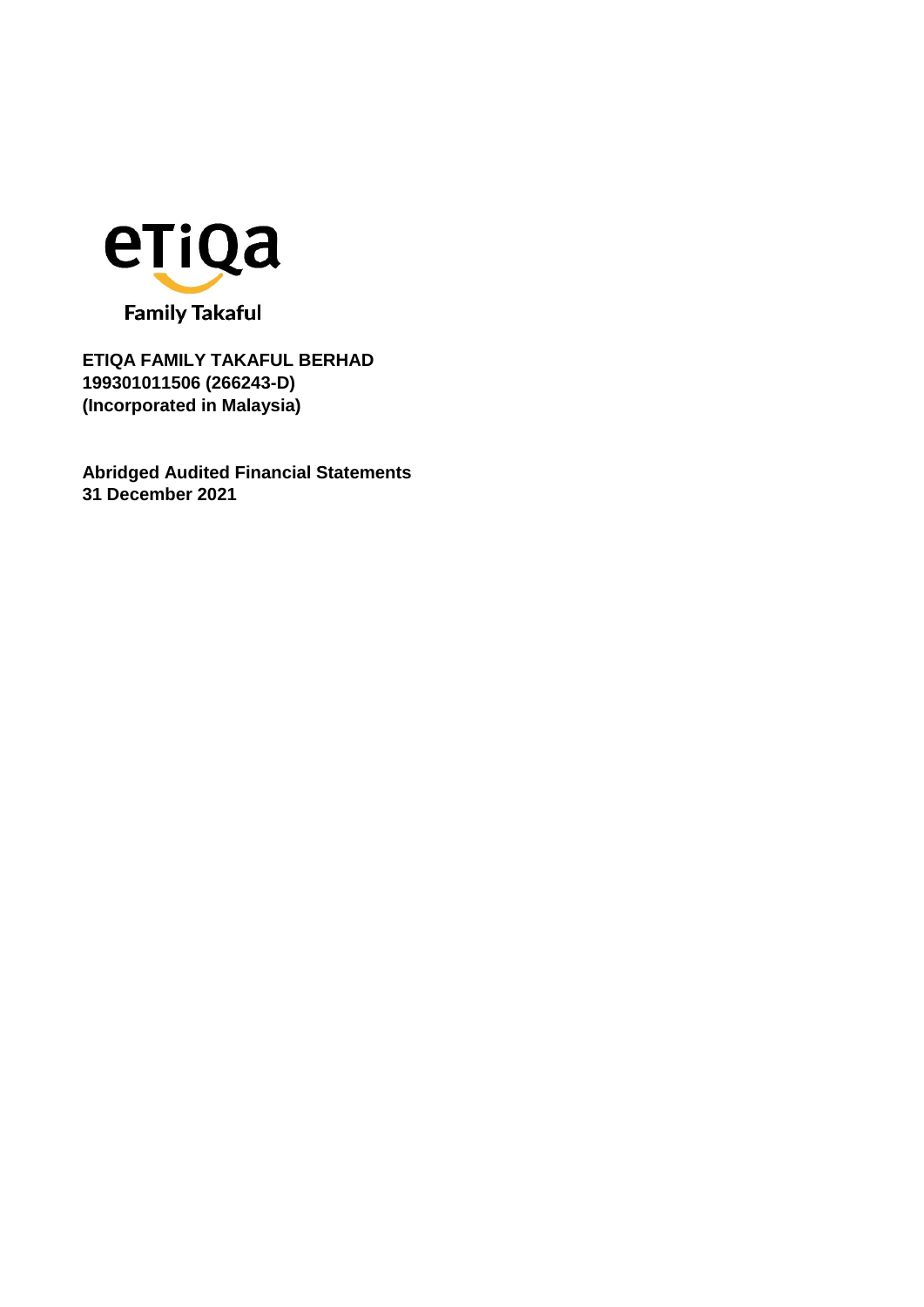eTiQa

Family Takaful

**ETIQA FAMILY TAKAFUL BERHAD**
**199301011506 (266243-D)**
**(Incorporated in Malaysia)**

**Abridged Audited Financial Statements**
**31 December 2021**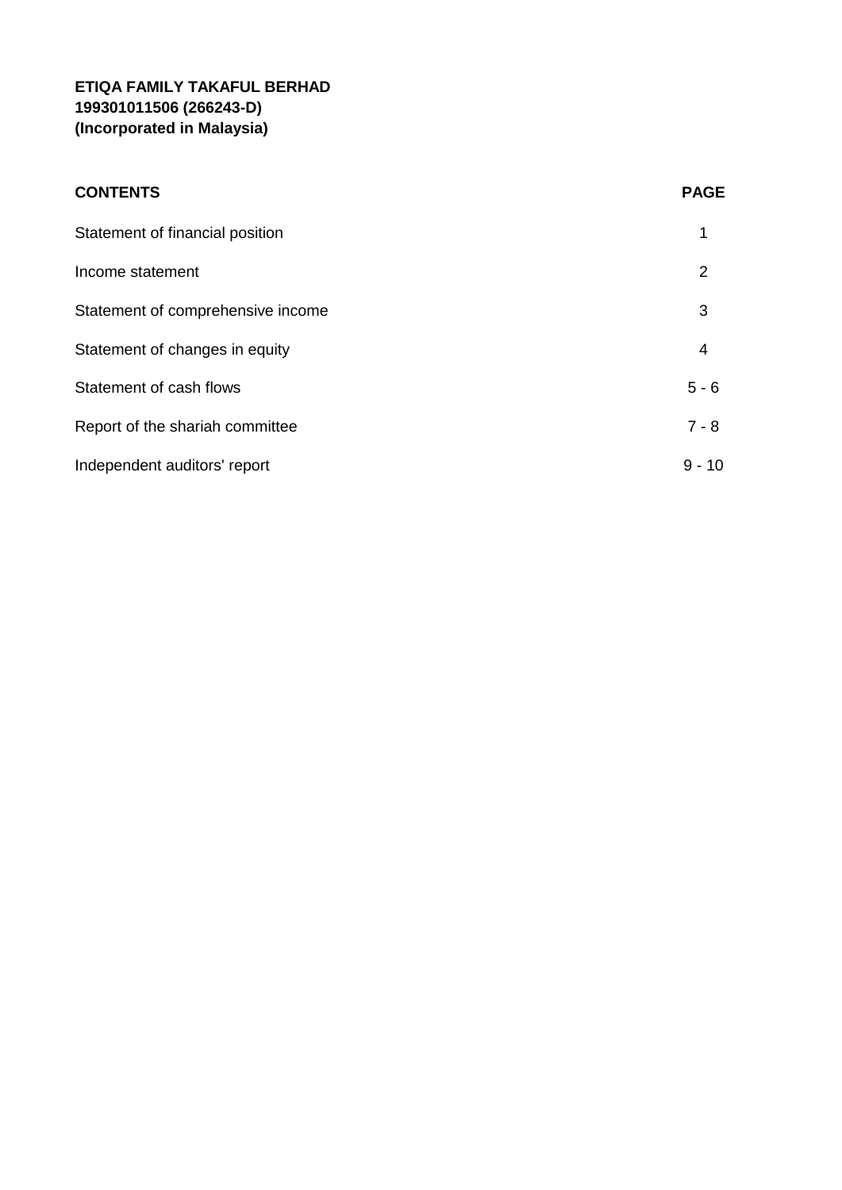**ETIQA FAMILY TAKAFUL BERHAD**
**199301011506 (266243-D)**
**(Incorporated in Malaysia)**

| **CONTENTS** | **PAGE** |
|---|---|
| Statement of financial position | 1 |
| Income statement | 2 |
| Statement of comprehensive income | 3 |
| Statement of changes in equity | 4 |
| Statement of cash flows | 5 - 6 |
| Report of the shariah committee | 7 - 8 |
| Independent auditors' report | 9 - 10 |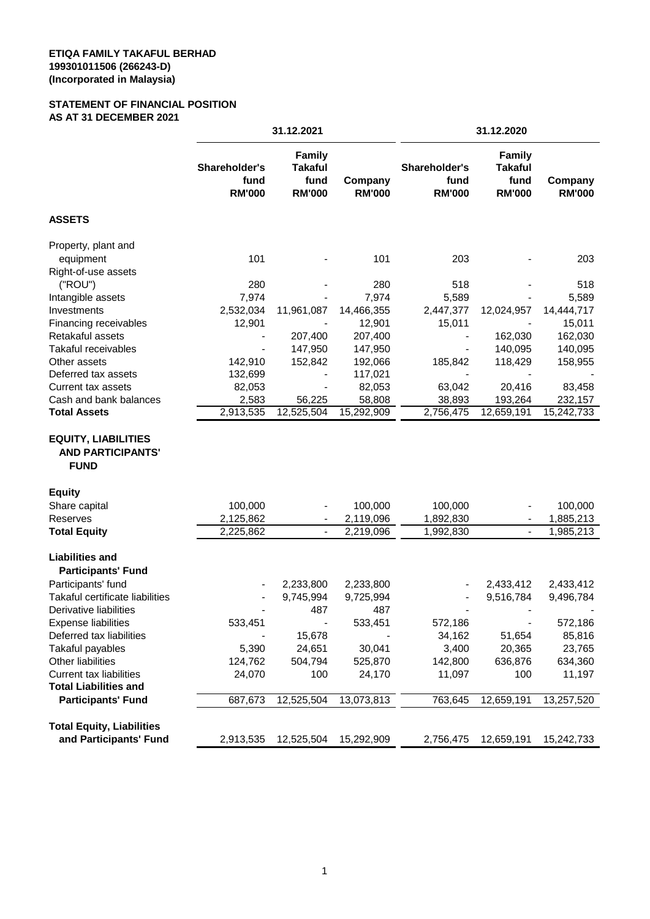**ETIQA FAMILY TAKAFUL BERHAD**
**199301011506 (266243-D)**
**(Incorporated in Malaysia)**

**STATEMENT OF FINANCIAL POSITION**
**AS AT 31 DECEMBER 2021**

| | 31.12.2021 | | | 31.12.2020 | | |
|---|---|---|---|---|---|---|
| | Shareholder's fund RM'000 | Family Takaful fund RM'000 | Company RM'000 | Shareholder's fund RM'000 | Family Takaful fund RM'000 | Company RM'000 |
| **ASSETS** | | | | | | |
| Property, plant and equipment | 101 | - | 101 | 203 | - | 203 |
| Right-of-use assets ("ROU") | 280 | - | 280 | 518 | - | 518 |
| Intangible assets | 7,974 | - | 7,974 | 5,589 | - | 5,589 |
| Investments | 2,532,034 | 11,961,087 | 14,466,355 | 2,447,377 | 12,024,957 | 14,444,717 |
| Financing receivables | 12,901 | - | 12,901 | 15,011 | - | 15,011 |
| Retakaful assets | - | 207,400 | 207,400 | - | 162,030 | 162,030 |
| Takaful receivables | - | 147,950 | 147,950 | - | 140,095 | 140,095 |
| Other assets | 142,910 | 152,842 | 192,066 | 185,842 | 118,429 | 158,955 |
| Deferred tax assets | 132,699 | - | 117,021 | - | - | - |
| Current tax assets | 82,053 | - | 82,053 | 63,042 | 20,416 | 83,458 |
| Cash and bank balances | 2,583 | 56,225 | 58,808 | 38,893 | 193,264 | 232,157 |
| **Total Assets** | 2,913,535 | 12,525,504 | 15,292,909 | 2,756,475 | 12,659,191 | 15,242,733 |
| **EQUITY, LIABILITIES AND PARTICIPANTS' FUND** | | | | | | |
| **Equity** | | | | | | |
| Share capital | 100,000 | - | 100,000 | 100,000 | - | 100,000 |
| Reserves | 2,125,862 | - | 2,119,096 | 1,892,830 | - | 1,885,213 |
| **Total Equity** | 2,225,862 | - | 2,219,096 | 1,992,830 | - | 1,985,213 |
| **Liabilities and Participants' Fund** | | | | | | |
| Participants' fund | - | 2,233,800 | 2,233,800 | - | 2,433,412 | 2,433,412 |
| Takaful certificate liabilities | - | 9,745,994 | 9,725,994 | - | 9,516,784 | 9,496,784 |
| Derivative liabilities | - | 487 | 487 | - | - | - |
| Expense liabilities | 533,451 | - | 533,451 | 572,186 | - | 572,186 |
| Deferred tax liabilities | - | 15,678 | - | 34,162 | 51,654 | 85,816 |
| Takaful payables | 5,390 | 24,651 | 30,041 | 3,400 | 20,365 | 23,765 |
| Other liabilities | 124,762 | 504,794 | 525,870 | 142,800 | 636,876 | 634,360 |
| Current tax liabilities | 24,070 | 100 | 24,170 | 11,097 | 100 | 11,197 |
| **Total Liabilities and Participants' Fund** | 687,673 | 12,525,504 | 13,073,813 | 763,645 | 12,659,191 | 13,257,520 |
| **Total Equity, Liabilities and Participants' Fund** | 2,913,535 | 12,525,504 | 15,292,909 | 2,756,475 | 12,659,191 | 15,242,733 |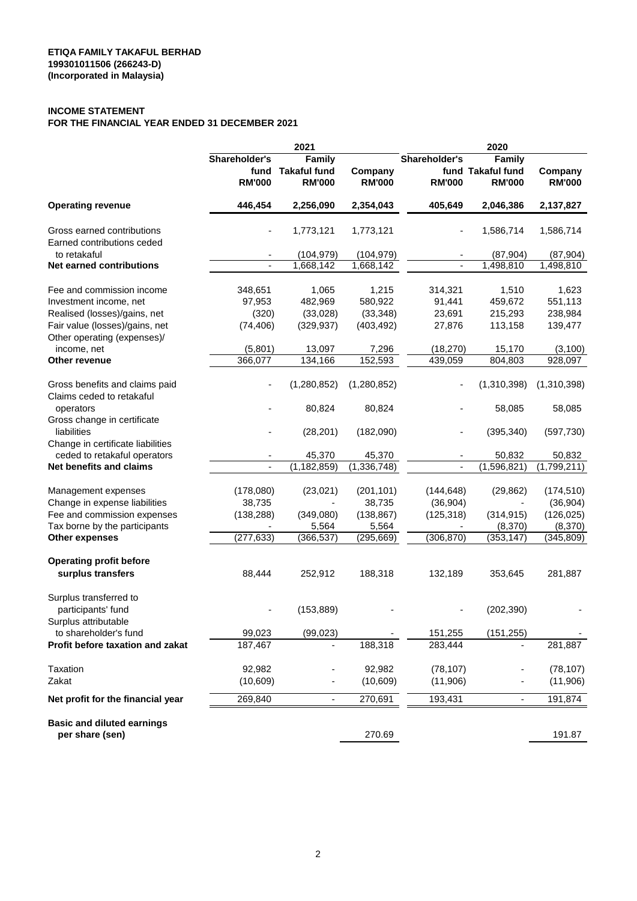**ETIQA FAMILY TAKAFUL BERHAD**
**199301011506 (266243-D)**
**(Incorporated in Malaysia)**

**INCOME STATEMENT**
**FOR THE FINANCIAL YEAR ENDED 31 DECEMBER 2021**

| | 2021 | | | 2020 | | |
|---|---|---|---|---|---|---|
| | Shareholder's fund RM'000 | Family Takaful fund RM'000 | Company RM'000 | Shareholder's fund RM'000 | Family Takaful fund RM'000 | Company RM'000 |
| **Operating revenue** | **446,454** | **2,256,090** | **2,354,043** | **405,649** | **2,046,386** | **2,137,827** |
| Gross earned contributions | - | 1,773,121 | 1,773,121 | - | 1,586,714 | 1,586,714 |
| Earned contributions ceded to retakaful | - | (104,979) | (104,979) | - | (87,904) | (87,904) |
| **Net earned contributions** | - | 1,668,142 | 1,668,142 | - | 1,498,810 | 1,498,810 |
| Fee and commission income | 348,651 | 1,065 | 1,215 | 314,321 | 1,510 | 1,623 |
| Investment income, net | 97,953 | 482,969 | 580,922 | 91,441 | 459,672 | 551,113 |
| Realised (losses)/gains, net | (320) | (33,028) | (33,348) | 23,691 | 215,293 | 238,984 |
| Fair value (losses)/gains, net | (74,406) | (329,937) | (403,492) | 27,876 | 113,158 | 139,477 |
| Other operating (expenses)/ income, net | (5,801) | 13,097 | 7,296 | (18,270) | 15,170 | (3,100) |
| **Other revenue** | 366,077 | 134,166 | 152,593 | 439,059 | 804,803 | 928,097 |
| Gross benefits and claims paid | - | (1,280,852) | (1,280,852) | - | (1,310,398) | (1,310,398) |
| Claims ceded to retakaful operators | - | 80,824 | 80,824 | - | 58,085 | 58,085 |
| Gross change in certificate liabilities | - | (28,201) | (182,090) | - | (395,340) | (597,730) |
| Change in certificate liabilities ceded to retakaful operators | - | 45,370 | 45,370 | - | 50,832 | 50,832 |
| **Net benefits and claims** | - | (1,182,859) | (1,336,748) | - | (1,596,821) | (1,799,211) |
| Management expenses | (178,080) | (23,021) | (201,101) | (144,648) | (29,862) | (174,510) |
| Change in expense liabilities | 38,735 | - | 38,735 | (36,904) | - | (36,904) |
| Fee and commission expenses | (138,288) | (349,080) | (138,867) | (125,318) | (314,915) | (126,025) |
| Tax borne by the participants | - | 5,564 | 5,564 | - | (8,370) | (8,370) |
| **Other expenses** | (277,633) | (366,537) | (295,669) | (306,870) | (353,147) | (345,809) |
| **Operating profit before surplus transfers** | 88,444 | 252,912 | 188,318 | 132,189 | 353,645 | 281,887 |
| Surplus transferred to participants' fund | - | (153,889) | - | - | (202,390) | - |
| Surplus attributable to shareholder's fund | 99,023 | (99,023) | - | 151,255 | (151,255) | - |
| **Profit before taxation and zakat** | 187,467 | - | 188,318 | 283,444 | - | 281,887 |
| Taxation | 92,982 | - | 92,982 | (78,107) | - | (78,107) |
| Zakat | (10,609) | - | (10,609) | (11,906) | - | (11,906) |
| **Net profit for the financial year** | 269,840 | - | 270,691 | 193,431 | - | 191,874 |
| **Basic and diluted earnings per share (sen)** | | | 270.69 | | | 191.87 |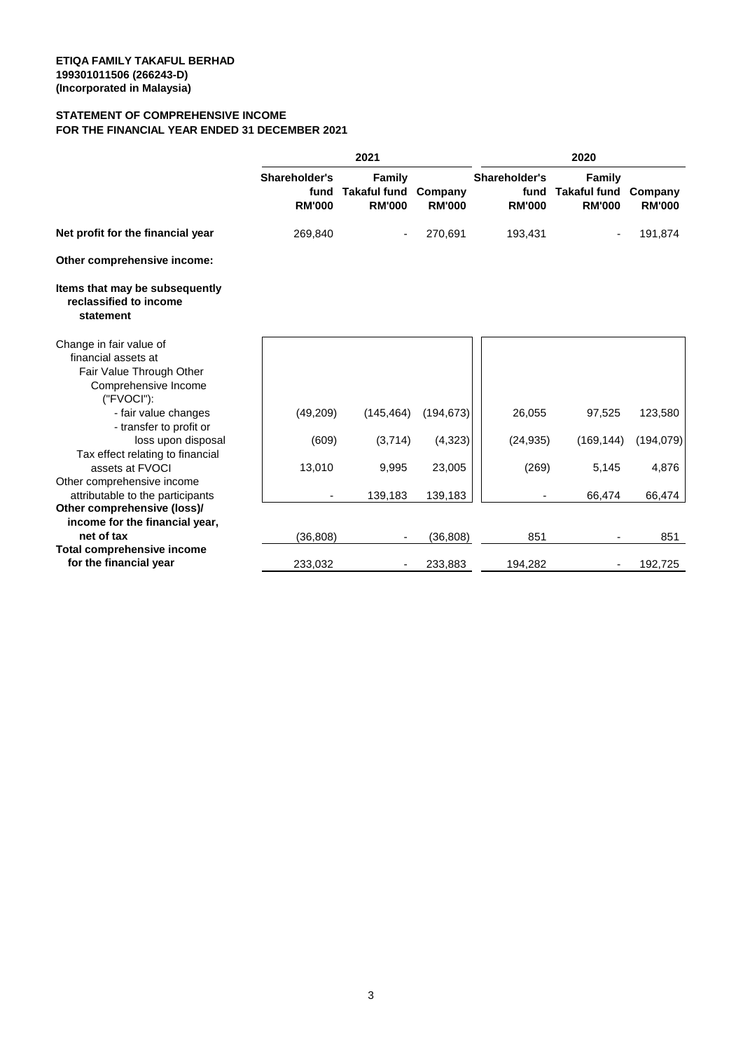**ETIQA FAMILY TAKAFUL BERHAD**
**199301011506 (266243-D)**
**(Incorporated in Malaysia)**

## STATEMENT OF COMPREHENSIVE INCOME
## FOR THE FINANCIAL YEAR ENDED 31 DECEMBER 2021

| | 2021 | | | 2020 | | |
|---|---|---|---|---|---|---|
| | **Shareholder's fund RM'000** | **Family Takaful fund RM'000** | **Company RM'000** | **Shareholder's fund RM'000** | **Family Takaful fund RM'000** | **Company RM'000** |
| **Net profit for the financial year** | 269,840 | - | 270,691 | 193,431 | - | 191,874 |
| **Other comprehensive income:** | | | | | | |
| **Items that may be subsequently reclassified to income statement** | | | | | | |
| Change in fair value of financial assets at Fair Value Through Other Comprehensive Income ("FVOCI"): | | | | | | |
| - fair value changes | (49,209) | (145,464) | (194,673) | 26,055 | 97,525 | 123,580 |
| - transfer to profit or loss upon disposal | (609) | (3,714) | (4,323) | (24,935) | (169,144) | (194,079) |
| Tax effect relating to financial assets at FVOCI | 13,010 | 9,995 | 23,005 | (269) | 5,145 | 4,876 |
| Other comprehensive income attributable to the participants | - | 139,183 | 139,183 | - | 66,474 | 66,474 |
| **Other comprehensive (loss)/ income for the financial year, net of tax** | (36,808) | - | (36,808) | 851 | - | 851 |
| **Total comprehensive income for the financial year** | 233,032 | - | 233,883 | 194,282 | - | 192,725 |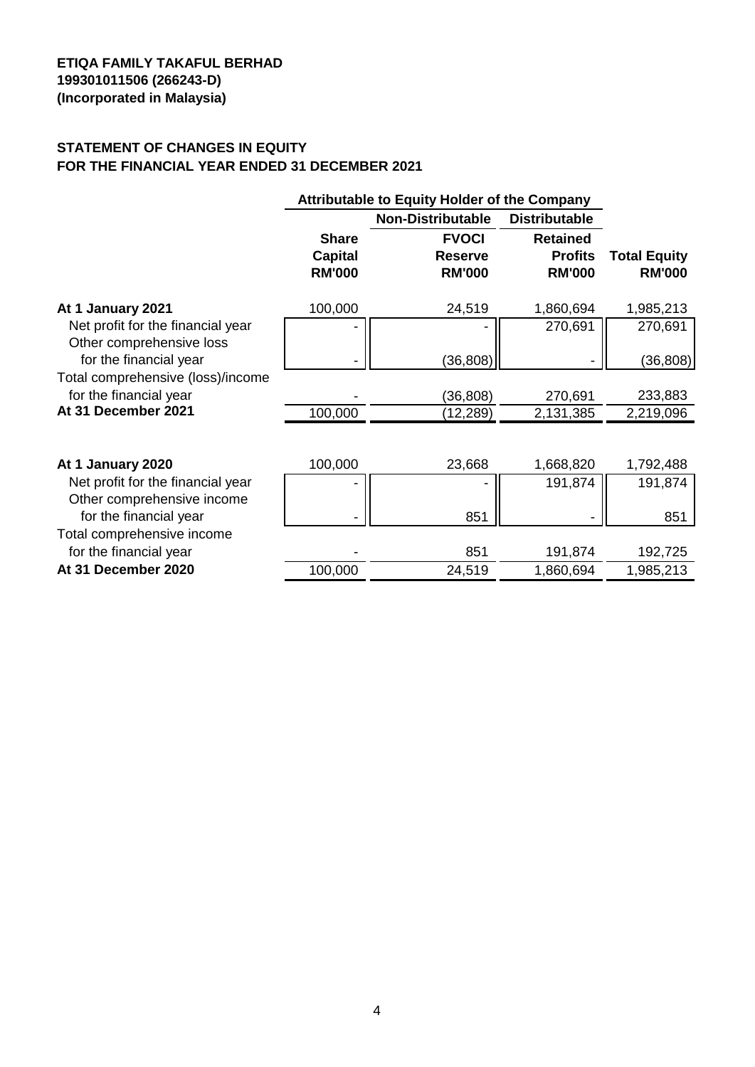**ETIQA FAMILY TAKAFUL BERHAD**
**199301011506 (266243-D)**
**(Incorporated in Malaysia)**

## STATEMENT OF CHANGES IN EQUITY
## FOR THE FINANCIAL YEAR ENDED 31 DECEMBER 2021

| | Attributable to Equity Holder of the Company | | | |
|---|---|---|---|---|
| | | Non-Distributable | Distributable | |
| | Share Capital RM'000 | FVOCI Reserve RM'000 | Retained Profits RM'000 | Total Equity RM'000 |
| **At 1 January 2021** | 100,000 | 24,519 | 1,860,694 | 1,985,213 |
| Net profit for the financial year | - | - | 270,691 | 270,691 |
| Other comprehensive loss for the financial year | - | (36,808) | - | (36,808) |
| Total comprehensive (loss)/income for the financial year | - | (36,808) | 270,691 | 233,883 |
| **At 31 December 2021** | 100,000 | (12,289) | 2,131,385 | 2,219,096 |
| | | | | |
| **At 1 January 2020** | 100,000 | 23,668 | 1,668,820 | 1,792,488 |
| Net profit for the financial year | - | - | 191,874 | 191,874 |
| Other comprehensive income for the financial year | - | 851 | - | 851 |
| Total comprehensive income for the financial year | - | 851 | 191,874 | 192,725 |
| **At 31 December 2020** | 100,000 | 24,519 | 1,860,694 | 1,985,213 |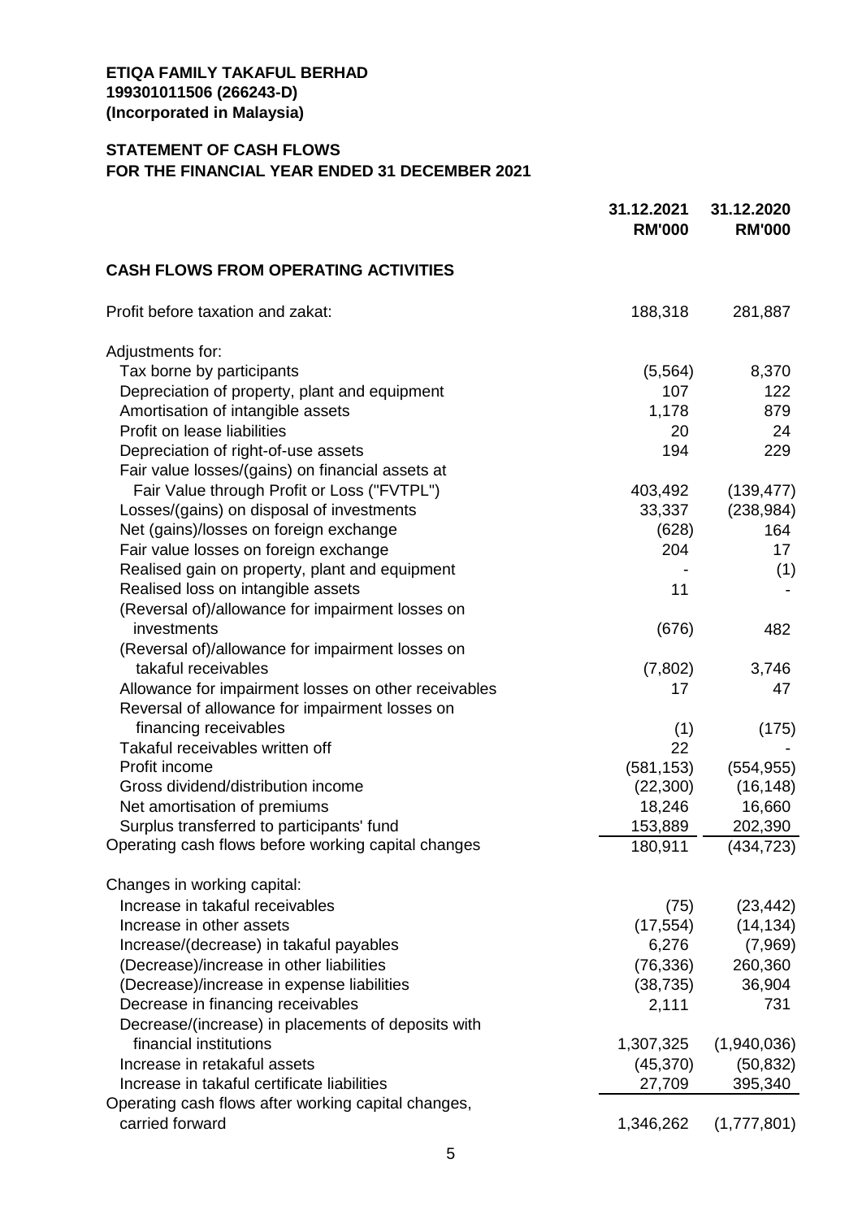**ETIQA FAMILY TAKAFUL BERHAD**
**199301011506 (266243-D)**
**(Incorporated in Malaysia)**

**STATEMENT OF CASH FLOWS**
**FOR THE FINANCIAL YEAR ENDED 31 DECEMBER 2021**

| | 31.12.2021 RM'000 | 31.12.2020 RM'000 |
|---|---|---|
| **CASH FLOWS FROM OPERATING ACTIVITIES** | | |
| Profit before taxation and zakat: | 188,318 | 281,887 |
| Adjustments for: | | |
| Tax borne by participants | (5,564) | 8,370 |
| Depreciation of property, plant and equipment | 107 | 122 |
| Amortisation of intangible assets | 1,178 | 879 |
| Profit on lease liabilities | 20 | 24 |
| Depreciation of right-of-use assets | 194 | 229 |
| Fair value losses/(gains) on financial assets at Fair Value through Profit or Loss ("FVTPL") | 403,492 | (139,477) |
| Losses/(gains) on disposal of investments | 33,337 | (238,984) |
| Net (gains)/losses on foreign exchange | (628) | 164 |
| Fair value losses on foreign exchange | 204 | 17 |
| Realised gain on property, plant and equipment | - | (1) |
| Realised loss on intangible assets | 11 | - |
| (Reversal of)/allowance for impairment losses on investments | (676) | 482 |
| (Reversal of)/allowance for impairment losses on takaful receivables | (7,802) | 3,746 |
| Allowance for impairment losses on other receivables | 17 | 47 |
| Reversal of allowance for impairment losses on financing receivables | (1) | (175) |
| Takaful receivables written off | 22 | - |
| Profit income | (581,153) | (554,955) |
| Gross dividend/distribution income | (22,300) | (16,148) |
| Net amortisation of premiums | 18,246 | 16,660 |
| Surplus transferred to participants' fund | 153,889 | 202,390 |
| Operating cash flows before working capital changes | 180,911 | (434,723) |
| Changes in working capital: | | |
| Increase in takaful receivables | (75) | (23,442) |
| Increase in other assets | (17,554) | (14,134) |
| Increase/(decrease) in takaful payables | 6,276 | (7,969) |
| (Decrease)/increase in other liabilities | (76,336) | 260,360 |
| (Decrease)/increase in expense liabilities | (38,735) | 36,904 |
| Decrease in financing receivables | 2,111 | 731 |
| Decrease/(increase) in placements of deposits with financial institutions | 1,307,325 | (1,940,036) |
| Increase in retakaful assets | (45,370) | (50,832) |
| Increase in takaful certificate liabilities | 27,709 | 395,340 |
| Operating cash flows after working capital changes, carried forward | 1,346,262 | (1,777,801) |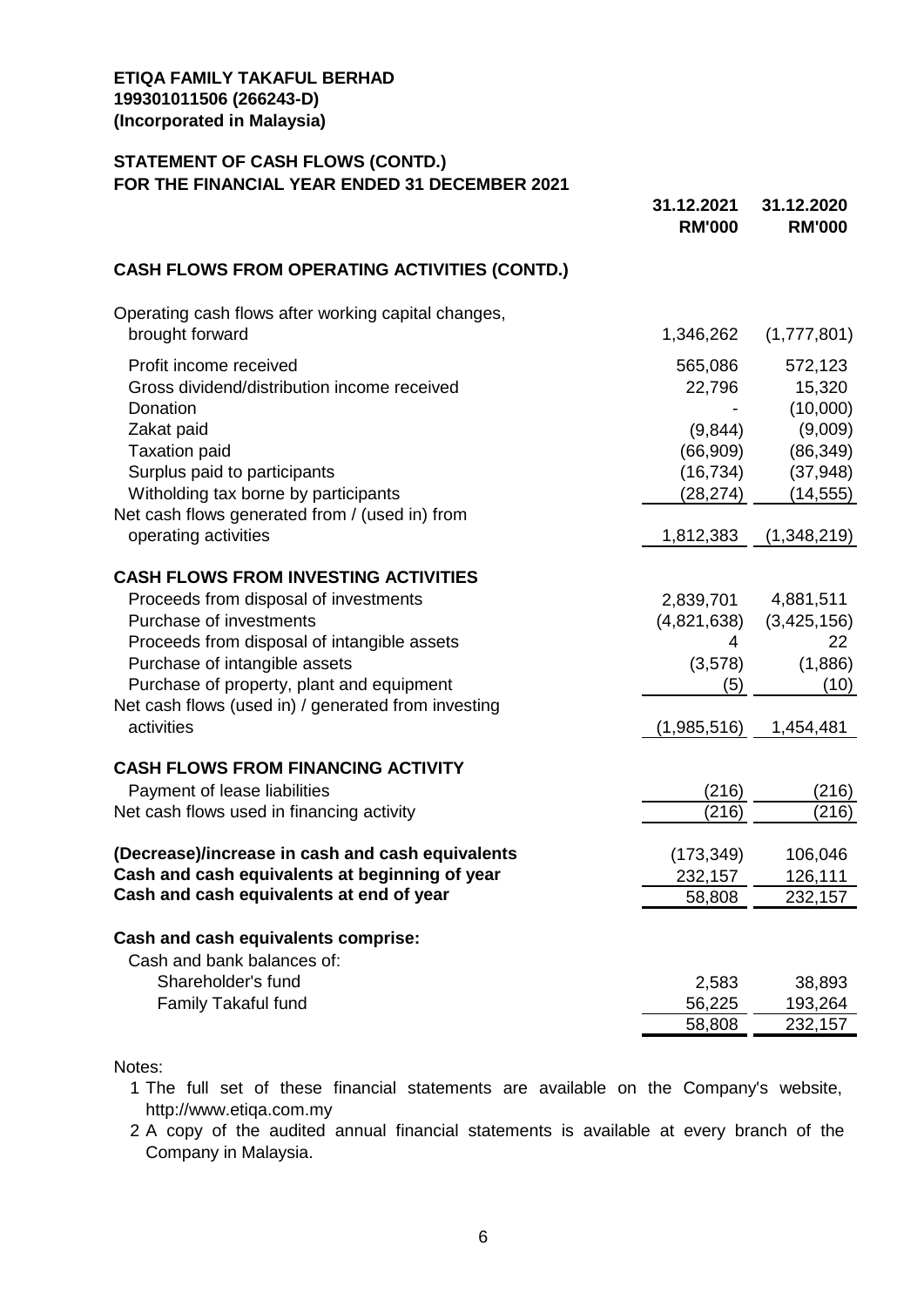**ETIQA FAMILY TAKAFUL BERHAD**
**199301011506 (266243-D)**
**(Incorporated in Malaysia)**

## STATEMENT OF CASH FLOWS (CONTD.)
## FOR THE FINANCIAL YEAR ENDED 31 DECEMBER 2021

| | 31.12.2021 RM'000 | 31.12.2020 RM'000 |
|---|---|---|
| **CASH FLOWS FROM OPERATING ACTIVITIES (CONTD.)** | | |
| Operating cash flows after working capital changes, brought forward | 1,346,262 | (1,777,801) |
| Profit income received | 565,086 | 572,123 |
| Gross dividend/distribution income received | 22,796 | 15,320 |
| Donation | - | (10,000) |
| Zakat paid | (9,844) | (9,009) |
| Taxation paid | (66,909) | (86,349) |
| Surplus paid to participants | (16,734) | (37,948) |
| Witholding tax borne by participants | (28,274) | (14,555) |
| Net cash flows generated from / (used in) from operating activities | 1,812,383 | (1,348,219) |
| **CASH FLOWS FROM INVESTING ACTIVITIES** | | |
| Proceeds from disposal of investments | 2,839,701 | 4,881,511 |
| Purchase of investments | (4,821,638) | (3,425,156) |
| Proceeds from disposal of intangible assets | 4 | 22 |
| Purchase of intangible assets | (3,578) | (1,886) |
| Purchase of property, plant and equipment | (5) | (10) |
| Net cash flows (used in) / generated from investing activities | (1,985,516) | 1,454,481 |
| **CASH FLOWS FROM FINANCING ACTIVITY** | | |
| Payment of lease liabilities | (216) | (216) |
| Net cash flows used in financing activity | (216) | (216) |
| **(Decrease)/increase in cash and cash equivalents** | (173,349) | 106,046 |
| **Cash and cash equivalents at beginning of year** | 232,157 | 126,111 |
| **Cash and cash equivalents at end of year** | 58,808 | 232,157 |
| **Cash and cash equivalents comprise:** | | |
| Cash and bank balances of: | | |
| Shareholder's fund | 2,583 | 38,893 |
| Family Takaful fund | 56,225 | 193,264 |
| | 58,808 | 232,157 |

Notes:

1. The full set of these financial statements are available on the Company's website, http://www.etiqa.com.my
2. A copy of the audited annual financial statements is available at every branch of the Company in Malaysia.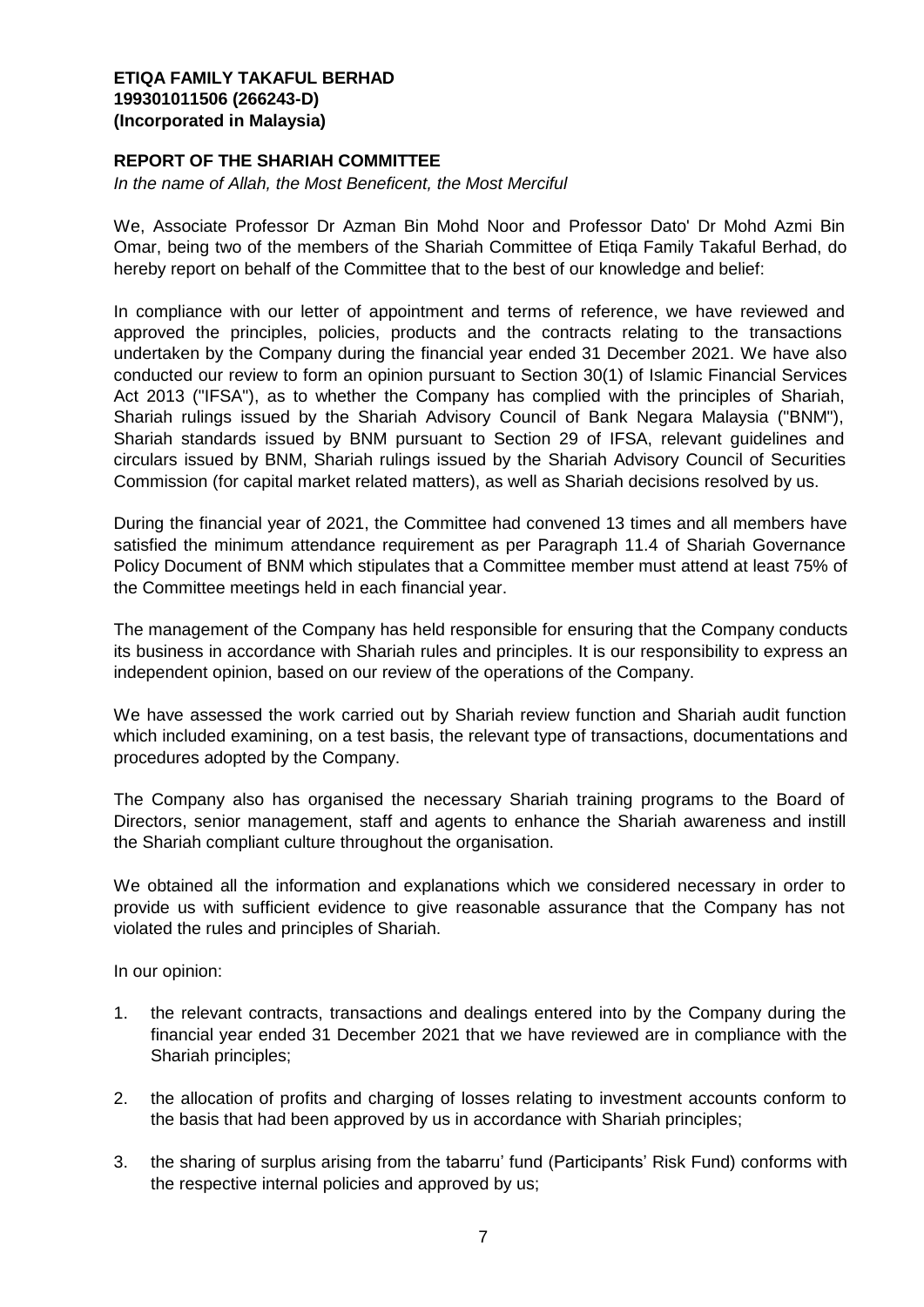**ETIQA FAMILY TAKAFUL BERHAD**
**199301011506 (266243-D)**
**(Incorporated in Malaysia)**

## REPORT OF THE SHARIAH COMMITTEE

*In the name of Allah, the Most Beneficent, the Most Merciful*

We, Associate Professor Dr Azman Bin Mohd Noor and Professor Dato' Dr Mohd Azmi Bin Omar, being two of the members of the Shariah Committee of Etiqa Family Takaful Berhad, do hereby report on behalf of the Committee that to the best of our knowledge and belief:

In compliance with our letter of appointment and terms of reference, we have reviewed and approved the principles, policies, products and the contracts relating to the transactions undertaken by the Company during the financial year ended 31 December 2021. We have also conducted our review to form an opinion pursuant to Section 30(1) of Islamic Financial Services Act 2013 ("IFSA"), as to whether the Company has complied with the principles of Shariah, Shariah rulings issued by the Shariah Advisory Council of Bank Negara Malaysia ("BNM"), Shariah standards issued by BNM pursuant to Section 29 of IFSA, relevant guidelines and circulars issued by BNM, Shariah rulings issued by the Shariah Advisory Council of Securities Commission (for capital market related matters), as well as Shariah decisions resolved by us.

During the financial year of 2021, the Committee had convened 13 times and all members have satisfied the minimum attendance requirement as per Paragraph 11.4 of Shariah Governance Policy Document of BNM which stipulates that a Committee member must attend at least 75% of the Committee meetings held in each financial year.

The management of the Company has held responsible for ensuring that the Company conducts its business in accordance with Shariah rules and principles. It is our responsibility to express an independent opinion, based on our review of the operations of the Company.

We have assessed the work carried out by Shariah review function and Shariah audit function which included examining, on a test basis, the relevant type of transactions, documentations and procedures adopted by the Company.

The Company also has organised the necessary Shariah training programs to the Board of Directors, senior management, staff and agents to enhance the Shariah awareness and instill the Shariah compliant culture throughout the organisation.

We obtained all the information and explanations which we considered necessary in order to provide us with sufficient evidence to give reasonable assurance that the Company has not violated the rules and principles of Shariah.

In our opinion:

1. the relevant contracts, transactions and dealings entered into by the Company during the financial year ended 31 December 2021 that we have reviewed are in compliance with the Shariah principles;

2. the allocation of profits and charging of losses relating to investment accounts conform to the basis that had been approved by us in accordance with Shariah principles;

3. the sharing of surplus arising from the tabarru' fund (Participants' Risk Fund) conforms with the respective internal policies and approved by us;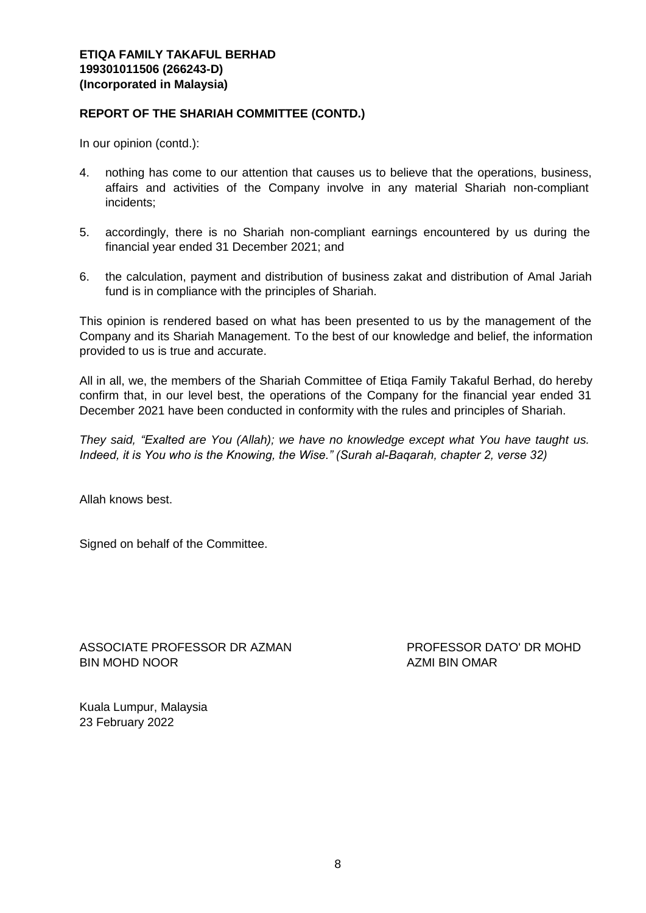**ETIQA FAMILY TAKAFUL BERHAD**
**199301011506 (266243-D)**
**(Incorporated in Malaysia)**

**REPORT OF THE SHARIAH COMMITTEE (CONTD.)**

In our opinion (contd.):

4. nothing has come to our attention that causes us to believe that the operations, business, affairs and activities of the Company involve in any material Shariah non-compliant incidents;

5. accordingly, there is no Shariah non-compliant earnings encountered by us during the financial year ended 31 December 2021; and

6. the calculation, payment and distribution of business zakat and distribution of Amal Jariah fund is in compliance with the principles of Shariah.

This opinion is rendered based on what has been presented to us by the management of the Company and its Shariah Management. To the best of our knowledge and belief, the information provided to us is true and accurate.

All in all, we, the members of the Shariah Committee of Etiqa Family Takaful Berhad, do hereby confirm that, in our level best, the operations of the Company for the financial year ended 31 December 2021 have been conducted in conformity with the rules and principles of Shariah.

*They said, "Exalted are You (Allah); we have no knowledge except what You have taught us. Indeed, it is You who is the Knowing, the Wise." (Surah al-Baqarah, chapter 2, verse 32)*

Allah knows best.

Signed on behalf of the Committee.

ASSOCIATE PROFESSOR DR AZMAN BIN MOHD NOOR

PROFESSOR DATO' DR MOHD AZMI BIN OMAR

Kuala Lumpur, Malaysia
23 February 2022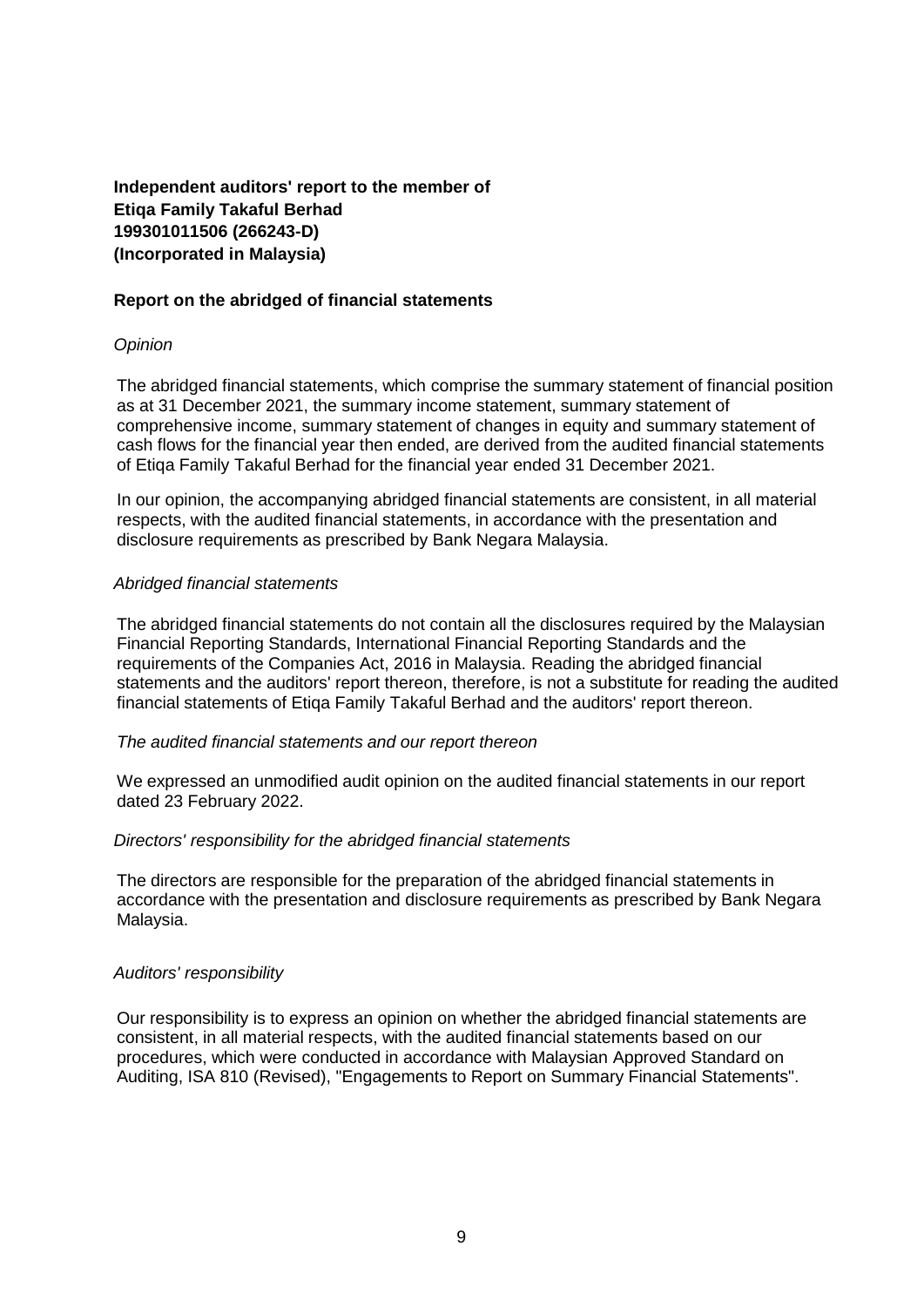**Independent auditors' report to the member of**
**Etiqa Family Takaful Berhad**
**199301011506 (266243-D)**
**(Incorporated in Malaysia)**

## Report on the abridged of financial statements

*Opinion*

The abridged financial statements, which comprise the summary statement of financial position as at 31 December 2021, the summary income statement, summary statement of comprehensive income, summary statement of changes in equity and summary statement of cash flows for the financial year then ended, are derived from the audited financial statements of Etiqa Family Takaful Berhad for the financial year ended 31 December 2021.

In our opinion, the accompanying abridged financial statements are consistent, in all material respects, with the audited financial statements, in accordance with the presentation and disclosure requirements as prescribed by Bank Negara Malaysia.

*Abridged financial statements*

The abridged financial statements do not contain all the disclosures required by the Malaysian Financial Reporting Standards, International Financial Reporting Standards and the requirements of the Companies Act, 2016 in Malaysia. Reading the abridged financial statements and the auditors' report thereon, therefore, is not a substitute for reading the audited financial statements of Etiqa Family Takaful Berhad and the auditors' report thereon.

*The audited financial statements and our report thereon*

We expressed an unmodified audit opinion on the audited financial statements in our report dated 23 February 2022.

*Directors' responsibility for the abridged financial statements*

The directors are responsible for the preparation of the abridged financial statements in accordance with the presentation and disclosure requirements as prescribed by Bank Negara Malaysia.

*Auditors' responsibility*

Our responsibility is to express an opinion on whether the abridged financial statements are consistent, in all material respects, with the audited financial statements based on our procedures, which were conducted in accordance with Malaysian Approved Standard on Auditing, ISA 810 (Revised), "Engagements to Report on Summary Financial Statements".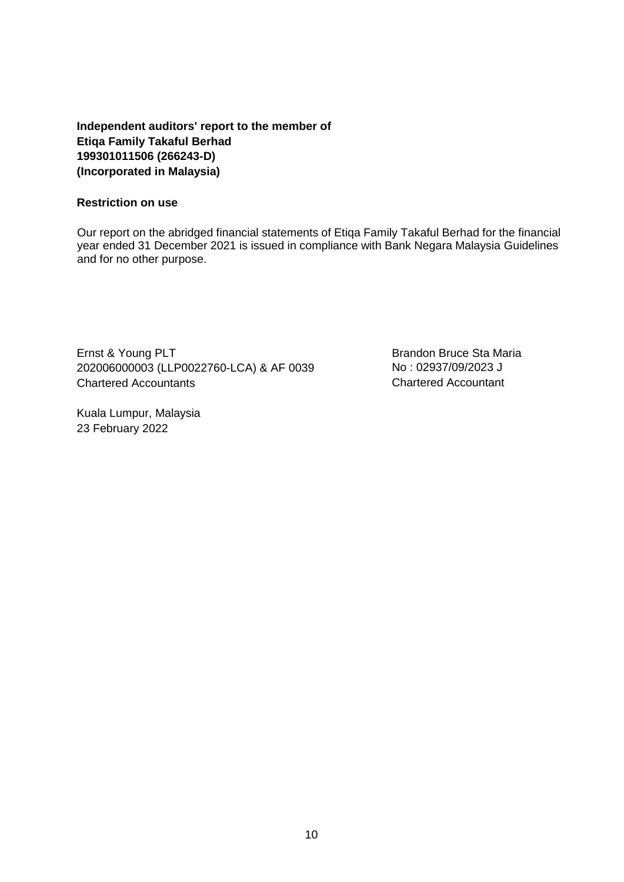**Independent auditors' report to the member of**
**Etiqa Family Takaful Berhad**
**199301011506 (266243-D)**
**(Incorporated in Malaysia)**

**Restriction on use**

Our report on the abridged financial statements of Etiqa Family Takaful Berhad for the financial year ended 31 December 2021 is issued in compliance with Bank Negara Malaysia Guidelines and for no other purpose.

Ernst & Young PLT
202006000003 (LLP0022760-LCA) & AF 0039
Chartered Accountants

Brandon Bruce Sta Maria
No : 02937/09/2023 J
Chartered Accountant

Kuala Lumpur, Malaysia
23 February 2022